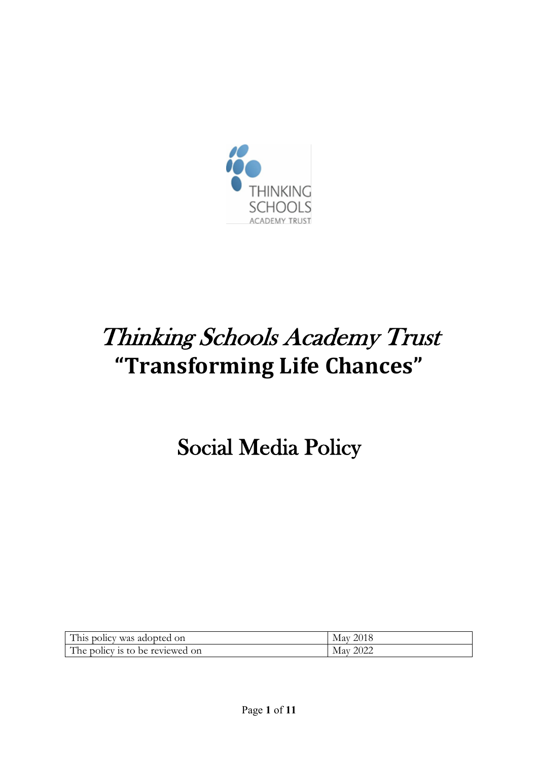# *Thinking Schools Academy Trust*

## **"Transforming Life Chances"**

# Social Media Policy

| This policy was adopted on | May 2018 |
| --- | --- |
| The policy is to be reviewed on | May 2022 |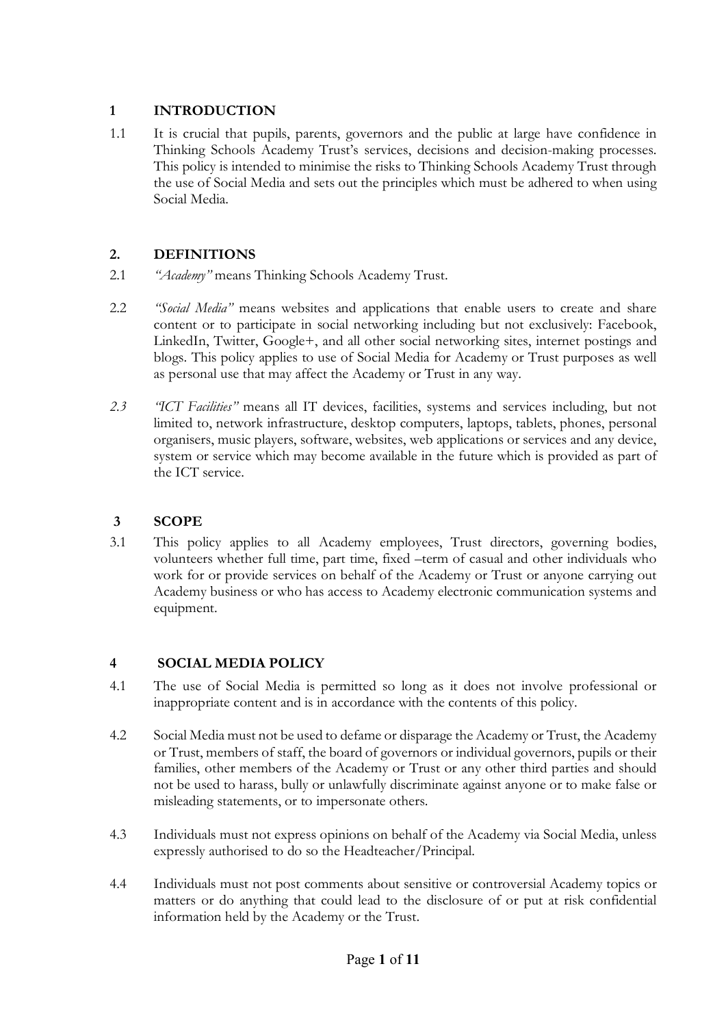## 1 INTRODUCTION

1.1 It is crucial that pupils, parents, governors and the public at large have confidence in Thinking Schools Academy Trust's services, decisions and decision-making processes. This policy is intended to minimise the risks to Thinking Schools Academy Trust through the use of Social Media and sets out the principles which must be adhered to when using Social Media.

## 2. DEFINITIONS

2.1 *"Academy"* means Thinking Schools Academy Trust.

2.2 *"Social Media"* means websites and applications that enable users to create and share content or to participate in social networking including but not exclusively: Facebook, LinkedIn, Twitter, Google+, and all other social networking sites, internet postings and blogs. This policy applies to use of Social Media for Academy or Trust purposes as well as personal use that may affect the Academy or Trust in any way.

*2.3* *"ICT Facilities"* means all IT devices, facilities, systems and services including, but not limited to, network infrastructure, desktop computers, laptops, tablets, phones, personal organisers, music players, software, websites, web applications or services and any device, system or service which may become available in the future which is provided as part of the ICT service.

## 3 SCOPE

3.1 This policy applies to all Academy employees, Trust directors, governing bodies, volunteers whether full time, part time, fixed –term of casual and other individuals who work for or provide services on behalf of the Academy or Trust or anyone carrying out Academy business or who has access to Academy electronic communication systems and equipment.

## 4 SOCIAL MEDIA POLICY

4.1 The use of Social Media is permitted so long as it does not involve professional or inappropriate content and is in accordance with the contents of this policy.

4.2 Social Media must not be used to defame or disparage the Academy or Trust, the Academy or Trust, members of staff, the board of governors or individual governors, pupils or their families, other members of the Academy or Trust or any other third parties and should not be used to harass, bully or unlawfully discriminate against anyone or to make false or misleading statements, or to impersonate others.

4.3 Individuals must not express opinions on behalf of the Academy via Social Media, unless expressly authorised to do so the Headteacher/Principal.

4.4 Individuals must not post comments about sensitive or controversial Academy topics or matters or do anything that could lead to the disclosure of or put at risk confidential information held by the Academy or the Trust.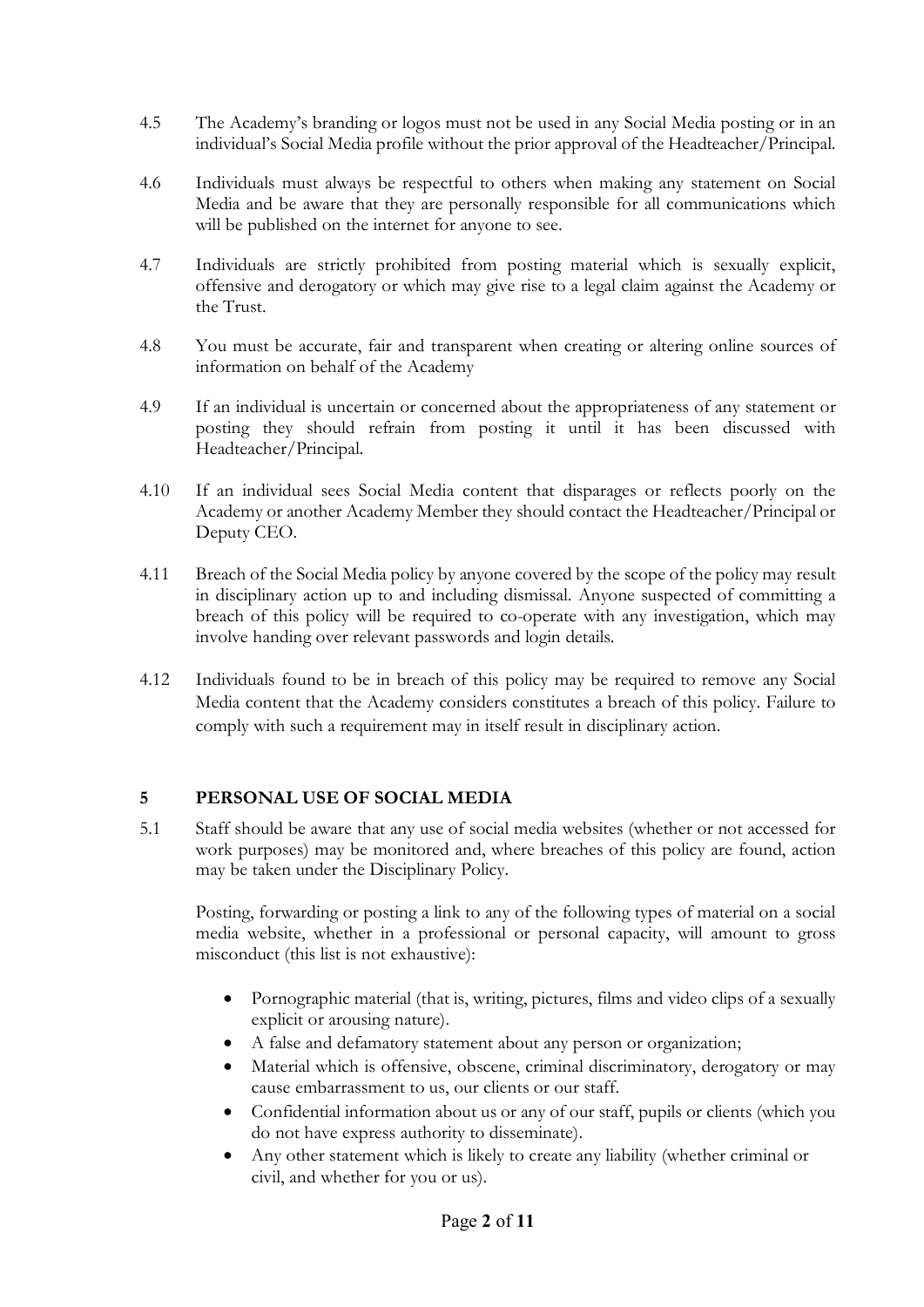4.5 The Academy's branding or logos must not be used in any Social Media posting or in an individual's Social Media profile without the prior approval of the Headteacher/Principal.

4.6 Individuals must always be respectful to others when making any statement on Social Media and be aware that they are personally responsible for all communications which will be published on the internet for anyone to see.

4.7 Individuals are strictly prohibited from posting material which is sexually explicit, offensive and derogatory or which may give rise to a legal claim against the Academy or the Trust.

4.8 You must be accurate, fair and transparent when creating or altering online sources of information on behalf of the Academy

4.9 If an individual is uncertain or concerned about the appropriateness of any statement or posting they should refrain from posting it until it has been discussed with Headteacher/Principal.

4.10 If an individual sees Social Media content that disparages or reflects poorly on the Academy or another Academy Member they should contact the Headteacher/Principal or Deputy CEO.

4.11 Breach of the Social Media policy by anyone covered by the scope of the policy may result in disciplinary action up to and including dismissal. Anyone suspected of committing a breach of this policy will be required to co-operate with any investigation, which may involve handing over relevant passwords and login details.

4.12 Individuals found to be in breach of this policy may be required to remove any Social Media content that the Academy considers constitutes a breach of this policy. Failure to comply with such a requirement may in itself result in disciplinary action.

## 5 PERSONAL USE OF SOCIAL MEDIA

5.1 Staff should be aware that any use of social media websites (whether or not accessed for work purposes) may be monitored and, where breaches of this policy are found, action may be taken under the Disciplinary Policy.

Posting, forwarding or posting a link to any of the following types of material on a social media website, whether in a professional or personal capacity, will amount to gross misconduct (this list is not exhaustive):

- Pornographic material (that is, writing, pictures, films and video clips of a sexually explicit or arousing nature).
- A false and defamatory statement about any person or organization;
- Material which is offensive, obscene, criminal discriminatory, derogatory or may cause embarrassment to us, our clients or our staff.
- Confidential information about us or any of our staff, pupils or clients (which you do not have express authority to disseminate).
- Any other statement which is likely to create any liability (whether criminal or civil, and whether for you or us).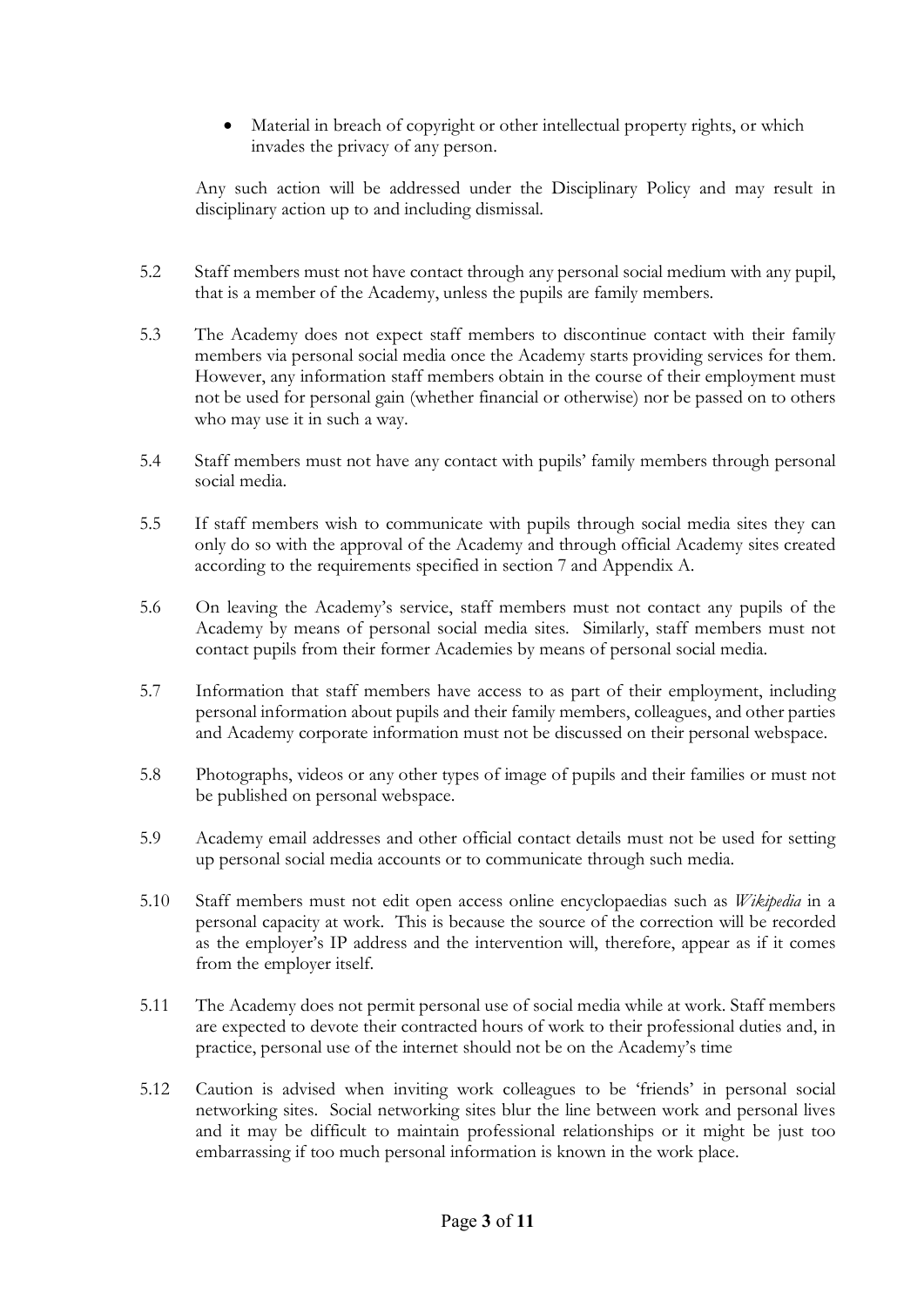- Material in breach of copyright or other intellectual property rights, or which invades the privacy of any person.

Any such action will be addressed under the Disciplinary Policy and may result in disciplinary action up to and including dismissal.

5.2 Staff members must not have contact through any personal social medium with any pupil, that is a member of the Academy, unless the pupils are family members.

5.3 The Academy does not expect staff members to discontinue contact with their family members via personal social media once the Academy starts providing services for them. However, any information staff members obtain in the course of their employment must not be used for personal gain (whether financial or otherwise) nor be passed on to others who may use it in such a way.

5.4 Staff members must not have any contact with pupils' family members through personal social media.

5.5 If staff members wish to communicate with pupils through social media sites they can only do so with the approval of the Academy and through official Academy sites created according to the requirements specified in section 7 and Appendix A.

5.6 On leaving the Academy's service, staff members must not contact any pupils of the Academy by means of personal social media sites. Similarly, staff members must not contact pupils from their former Academies by means of personal social media.

5.7 Information that staff members have access to as part of their employment, including personal information about pupils and their family members, colleagues, and other parties and Academy corporate information must not be discussed on their personal webspace.

5.8 Photographs, videos or any other types of image of pupils and their families or must not be published on personal webspace.

5.9 Academy email addresses and other official contact details must not be used for setting up personal social media accounts or to communicate through such media.

5.10 Staff members must not edit open access online encyclopaedias such as *Wikipedia* in a personal capacity at work. This is because the source of the correction will be recorded as the employer's IP address and the intervention will, therefore, appear as if it comes from the employer itself.

5.11 The Academy does not permit personal use of social media while at work. Staff members are expected to devote their contracted hours of work to their professional duties and, in practice, personal use of the internet should not be on the Academy's time

5.12 Caution is advised when inviting work colleagues to be 'friends' in personal social networking sites. Social networking sites blur the line between work and personal lives and it may be difficult to maintain professional relationships or it might be just too embarrassing if too much personal information is known in the work place.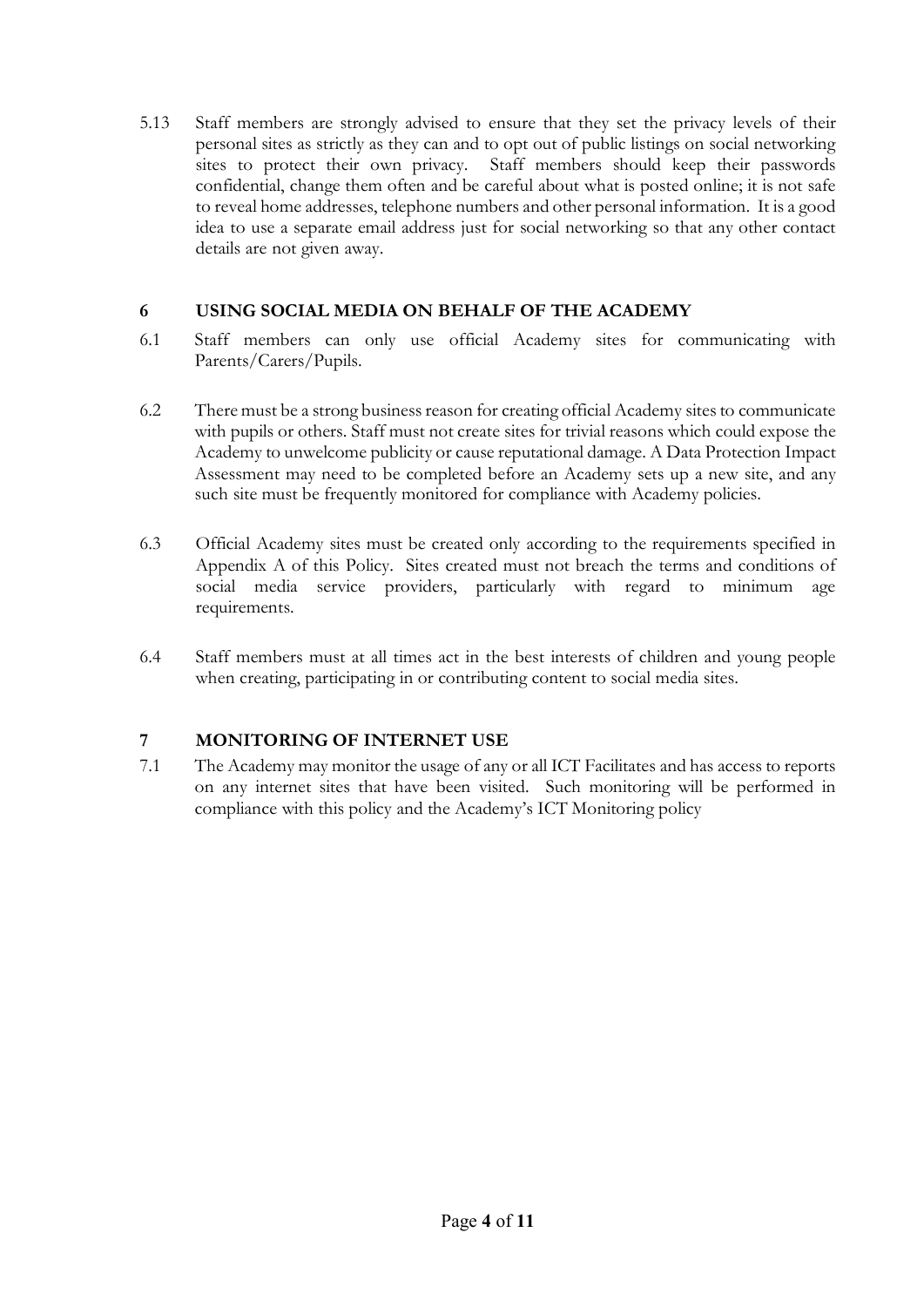5.13 Staff members are strongly advised to ensure that they set the privacy levels of their personal sites as strictly as they can and to opt out of public listings on social networking sites to protect their own privacy. Staff members should keep their passwords confidential, change them often and be careful about what is posted online; it is not safe to reveal home addresses, telephone numbers and other personal information. It is a good idea to use a separate email address just for social networking so that any other contact details are not given away.

## 6 USING SOCIAL MEDIA ON BEHALF OF THE ACADEMY

6.1 Staff members can only use official Academy sites for communicating with Parents/Carers/Pupils.

6.2 There must be a strong business reason for creating official Academy sites to communicate with pupils or others. Staff must not create sites for trivial reasons which could expose the Academy to unwelcome publicity or cause reputational damage. A Data Protection Impact Assessment may need to be completed before an Academy sets up a new site, and any such site must be frequently monitored for compliance with Academy policies.

6.3 Official Academy sites must be created only according to the requirements specified in Appendix A of this Policy. Sites created must not breach the terms and conditions of social media service providers, particularly with regard to minimum age requirements.

6.4 Staff members must at all times act in the best interests of children and young people when creating, participating in or contributing content to social media sites.

## 7 MONITORING OF INTERNET USE

7.1 The Academy may monitor the usage of any or all ICT Facilitates and has access to reports on any internet sites that have been visited. Such monitoring will be performed in compliance with this policy and the Academy's ICT Monitoring policy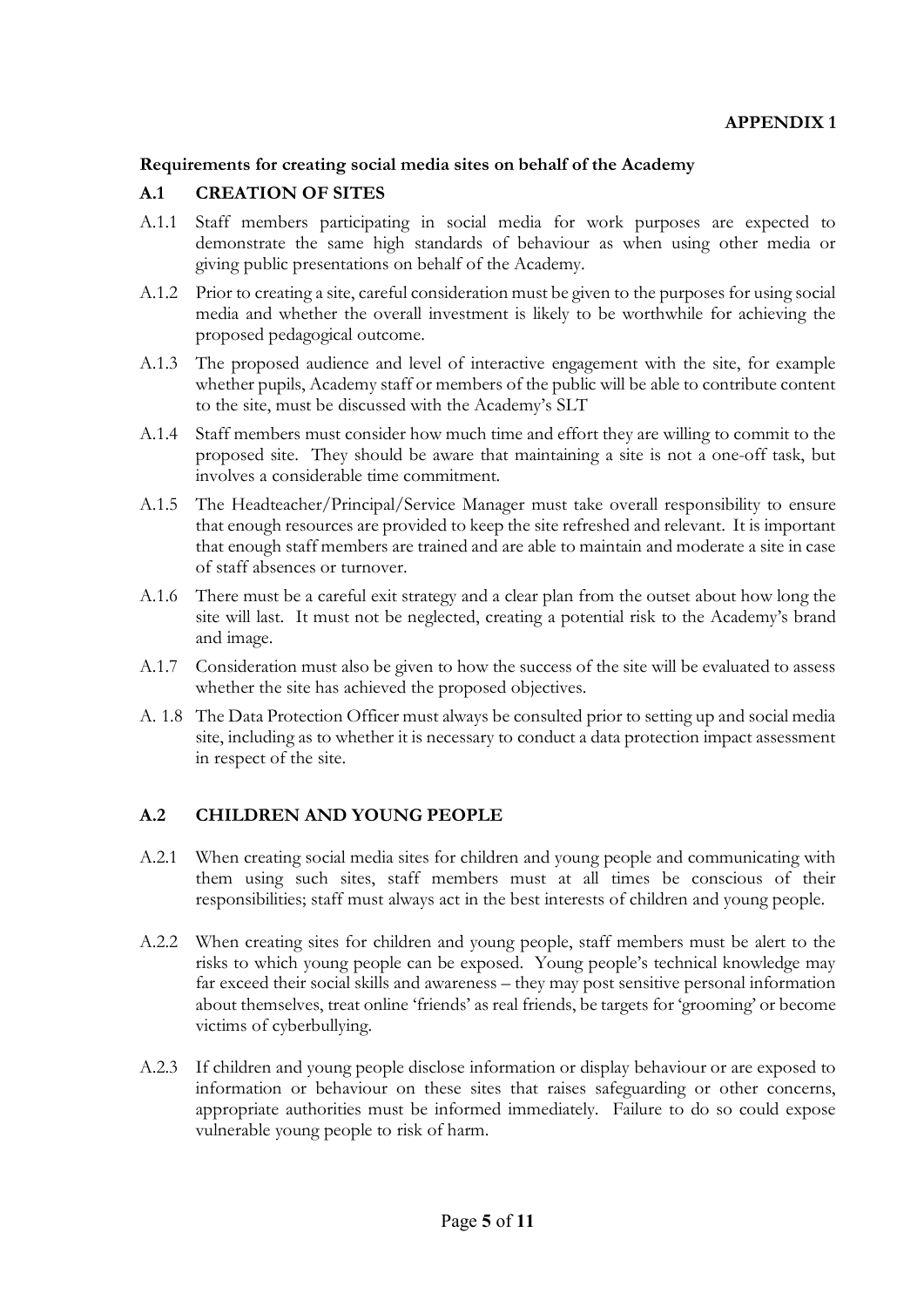**APPENDIX 1**

**Requirements for creating social media sites on behalf of the Academy**

## A.1 CREATION OF SITES

A.1.1 Staff members participating in social media for work purposes are expected to demonstrate the same high standards of behaviour as when using other media or giving public presentations on behalf of the Academy.

A.1.2 Prior to creating a site, careful consideration must be given to the purposes for using social media and whether the overall investment is likely to be worthwhile for achieving the proposed pedagogical outcome.

A.1.3 The proposed audience and level of interactive engagement with the site, for example whether pupils, Academy staff or members of the public will be able to contribute content to the site, must be discussed with the Academy's SLT

A.1.4 Staff members must consider how much time and effort they are willing to commit to the proposed site. They should be aware that maintaining a site is not a one-off task, but involves a considerable time commitment.

A.1.5 The Headteacher/Principal/Service Manager must take overall responsibility to ensure that enough resources are provided to keep the site refreshed and relevant. It is important that enough staff members are trained and are able to maintain and moderate a site in case of staff absences or turnover.

A.1.6 There must be a careful exit strategy and a clear plan from the outset about how long the site will last. It must not be neglected, creating a potential risk to the Academy's brand and image.

A.1.7 Consideration must also be given to how the success of the site will be evaluated to assess whether the site has achieved the proposed objectives.

A. 1.8 The Data Protection Officer must always be consulted prior to setting up and social media site, including as to whether it is necessary to conduct a data protection impact assessment in respect of the site.

## A.2 CHILDREN AND YOUNG PEOPLE

A.2.1 When creating social media sites for children and young people and communicating with them using such sites, staff members must at all times be conscious of their responsibilities; staff must always act in the best interests of children and young people.

A.2.2 When creating sites for children and young people, staff members must be alert to the risks to which young people can be exposed. Young people's technical knowledge may far exceed their social skills and awareness – they may post sensitive personal information about themselves, treat online 'friends' as real friends, be targets for 'grooming' or become victims of cyberbullying.

A.2.3 If children and young people disclose information or display behaviour or are exposed to information or behaviour on these sites that raises safeguarding or other concerns, appropriate authorities must be informed immediately. Failure to do so could expose vulnerable young people to risk of harm.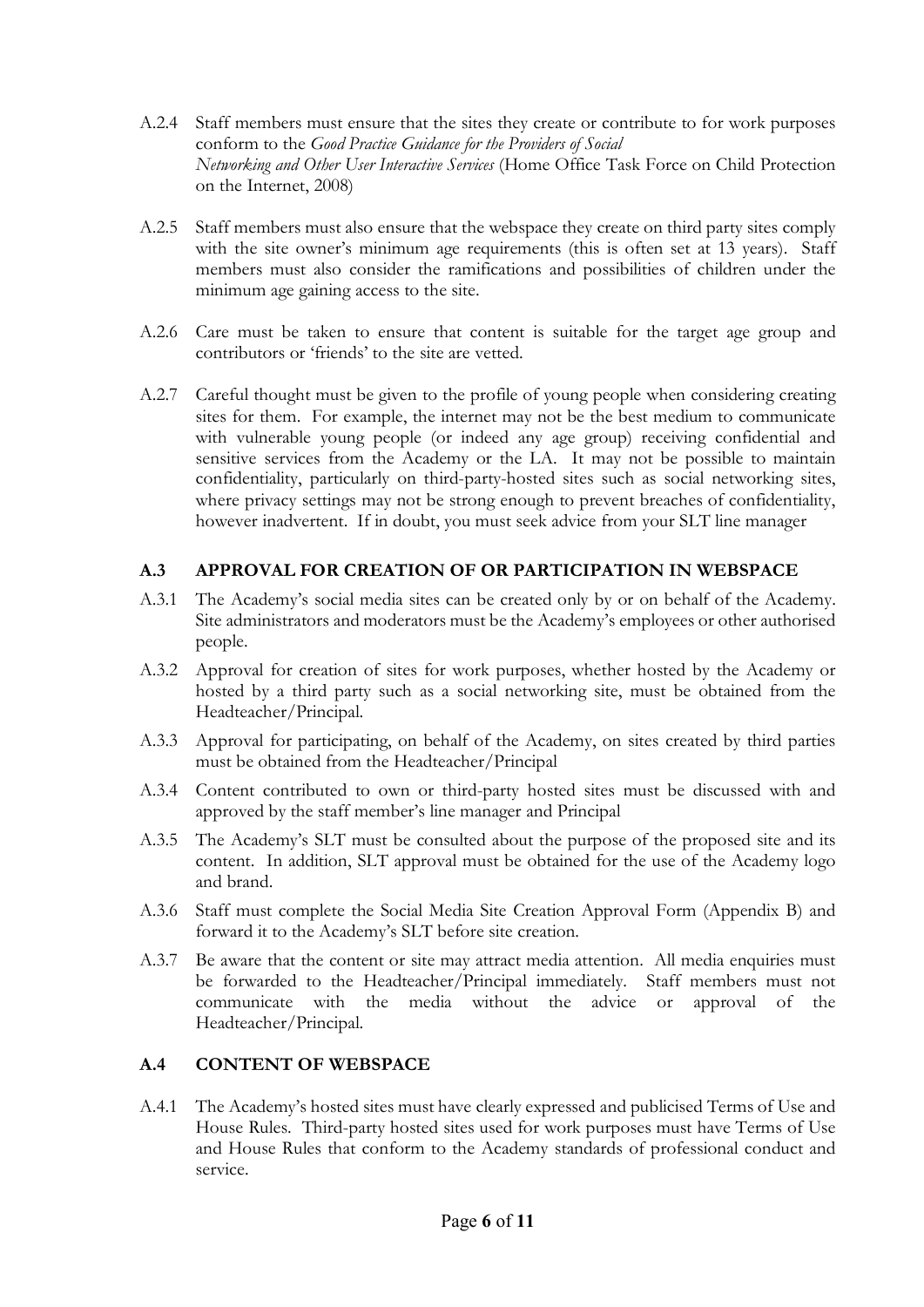A.2.4 Staff members must ensure that the sites they create or contribute to for work purposes conform to the *Good Practice Guidance for the Providers of Social Networking and Other User Interactive Services* (Home Office Task Force on Child Protection on the Internet, 2008)

A.2.5 Staff members must also ensure that the webspace they create on third party sites comply with the site owner's minimum age requirements (this is often set at 13 years). Staff members must also consider the ramifications and possibilities of children under the minimum age gaining access to the site.

A.2.6 Care must be taken to ensure that content is suitable for the target age group and contributors or 'friends' to the site are vetted.

A.2.7 Careful thought must be given to the profile of young people when considering creating sites for them. For example, the internet may not be the best medium to communicate with vulnerable young people (or indeed any age group) receiving confidential and sensitive services from the Academy or the LA. It may not be possible to maintain confidentiality, particularly on third-party-hosted sites such as social networking sites, where privacy settings may not be strong enough to prevent breaches of confidentiality, however inadvertent. If in doubt, you must seek advice from your SLT line manager

### A.3 APPROVAL FOR CREATION OF OR PARTICIPATION IN WEBSPACE

A.3.1 The Academy's social media sites can be created only by or on behalf of the Academy. Site administrators and moderators must be the Academy's employees or other authorised people.

A.3.2 Approval for creation of sites for work purposes, whether hosted by the Academy or hosted by a third party such as a social networking site, must be obtained from the Headteacher/Principal.

A.3.3 Approval for participating, on behalf of the Academy, on sites created by third parties must be obtained from the Headteacher/Principal

A.3.4 Content contributed to own or third-party hosted sites must be discussed with and approved by the staff member's line manager and Principal

A.3.5 The Academy's SLT must be consulted about the purpose of the proposed site and its content. In addition, SLT approval must be obtained for the use of the Academy logo and brand.

A.3.6 Staff must complete the Social Media Site Creation Approval Form (Appendix B) and forward it to the Academy's SLT before site creation.

A.3.7 Be aware that the content or site may attract media attention. All media enquiries must be forwarded to the Headteacher/Principal immediately. Staff members must not communicate with the media without the advice or approval of the Headteacher/Principal.

### A.4 CONTENT OF WEBSPACE

A.4.1 The Academy's hosted sites must have clearly expressed and publicised Terms of Use and House Rules. Third-party hosted sites used for work purposes must have Terms of Use and House Rules that conform to the Academy standards of professional conduct and service.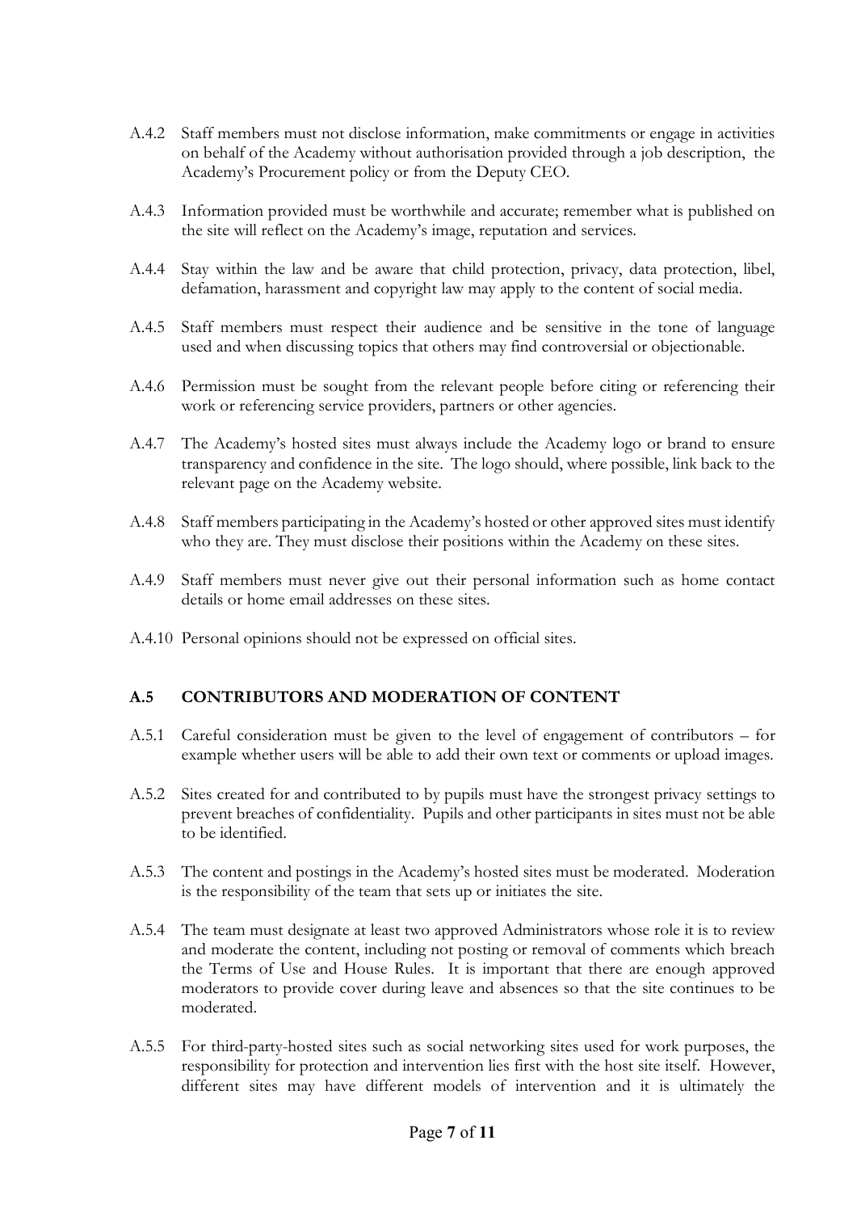A.4.2 Staff members must not disclose information, make commitments or engage in activities on behalf of the Academy without authorisation provided through a job description, the Academy's Procurement policy or from the Deputy CEO.

A.4.3 Information provided must be worthwhile and accurate; remember what is published on the site will reflect on the Academy's image, reputation and services.

A.4.4 Stay within the law and be aware that child protection, privacy, data protection, libel, defamation, harassment and copyright law may apply to the content of social media.

A.4.5 Staff members must respect their audience and be sensitive in the tone of language used and when discussing topics that others may find controversial or objectionable.

A.4.6 Permission must be sought from the relevant people before citing or referencing their work or referencing service providers, partners or other agencies.

A.4.7 The Academy's hosted sites must always include the Academy logo or brand to ensure transparency and confidence in the site. The logo should, where possible, link back to the relevant page on the Academy website.

A.4.8 Staff members participating in the Academy's hosted or other approved sites must identify who they are. They must disclose their positions within the Academy on these sites.

A.4.9 Staff members must never give out their personal information such as home contact details or home email addresses on these sites.

A.4.10 Personal opinions should not be expressed on official sites.

## A.5 CONTRIBUTORS AND MODERATION OF CONTENT

A.5.1 Careful consideration must be given to the level of engagement of contributors – for example whether users will be able to add their own text or comments or upload images.

A.5.2 Sites created for and contributed to by pupils must have the strongest privacy settings to prevent breaches of confidentiality. Pupils and other participants in sites must not be able to be identified.

A.5.3 The content and postings in the Academy's hosted sites must be moderated. Moderation is the responsibility of the team that sets up or initiates the site.

A.5.4 The team must designate at least two approved Administrators whose role it is to review and moderate the content, including not posting or removal of comments which breach the Terms of Use and House Rules. It is important that there are enough approved moderators to provide cover during leave and absences so that the site continues to be moderated.

A.5.5 For third-party-hosted sites such as social networking sites used for work purposes, the responsibility for protection and intervention lies first with the host site itself. However, different sites may have different models of intervention and it is ultimately the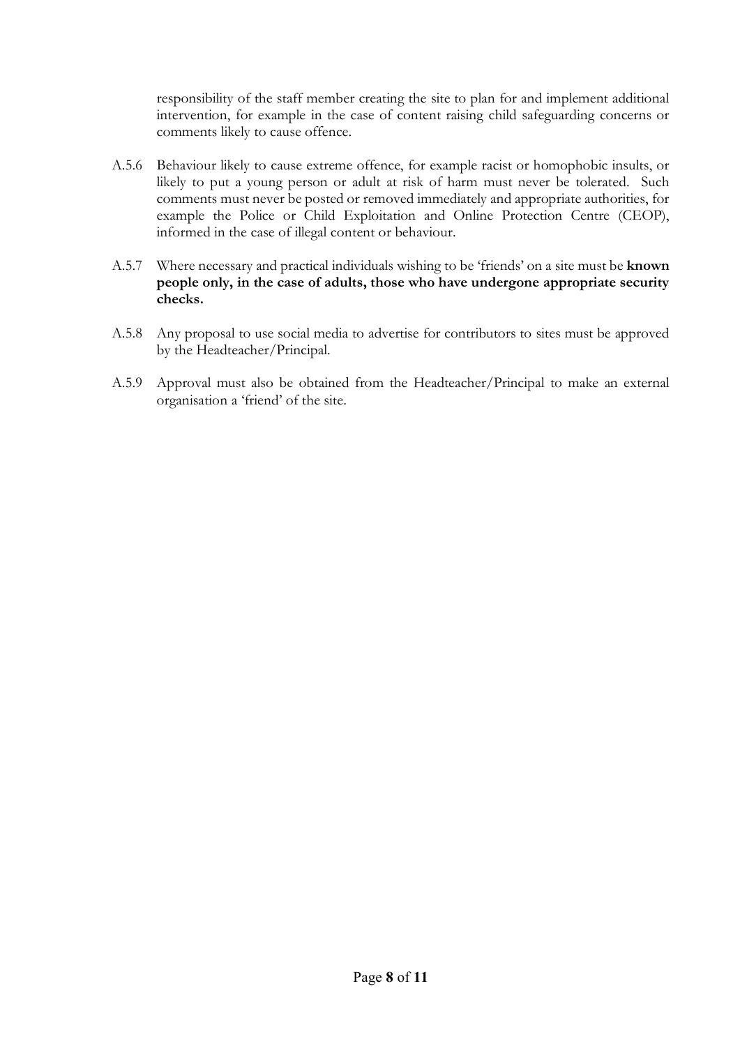responsibility of the staff member creating the site to plan for and implement additional intervention, for example in the case of content raising child safeguarding concerns or comments likely to cause offence.

A.5.6 Behaviour likely to cause extreme offence, for example racist or homophobic insults, or likely to put a young person or adult at risk of harm must never be tolerated. Such comments must never be posted or removed immediately and appropriate authorities, for example the Police or Child Exploitation and Online Protection Centre (CEOP), informed in the case of illegal content or behaviour.

A.5.7 Where necessary and practical individuals wishing to be 'friends' on a site must be **known people only, in the case of adults, those who have undergone appropriate security checks.**

A.5.8 Any proposal to use social media to advertise for contributors to sites must be approved by the Headteacher/Principal.

A.5.9 Approval must also be obtained from the Headteacher/Principal to make an external organisation a 'friend' of the site.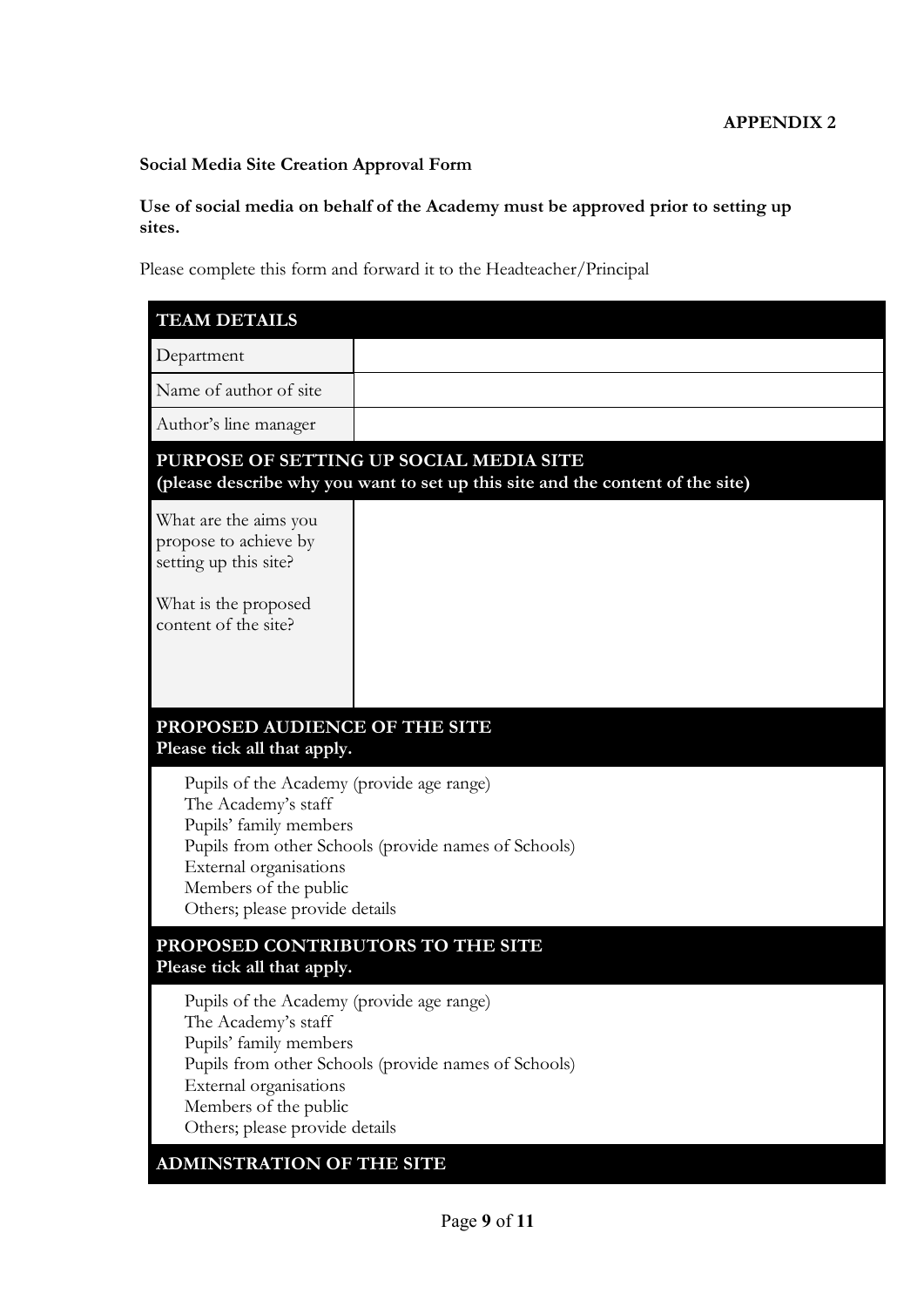**APPENDIX 2**

**Social Media Site Creation Approval Form**

**Use of social media on behalf of the Academy must be approved prior to setting up sites.**

Please complete this form and forward it to the Headteacher/Principal

| **TEAM DETAILS** | |
|---|---|
| Department | |
| Name of author of site | |
| Author's line manager | |
| **PURPOSE OF SETTING UP SOCIAL MEDIA SITE (please describe why you want to set up this site and the content of the site)** | |
| What are the aims you propose to achieve by setting up this site?<br><br>What is the proposed content of the site? | |
| **PROPOSED AUDIENCE OF THE SITE**<br>**Please tick all that apply.** | |
| Pupils of the Academy (provide age range)<br>The Academy's staff<br>Pupils' family members<br>Pupils from other Schools (provide names of Schools)<br>External organisations<br>Members of the public<br>Others; please provide details | |
| **PROPOSED CONTRIBUTORS TO THE SITE**<br>**Please tick all that apply.** | |
| Pupils of the Academy (provide age range)<br>The Academy's staff<br>Pupils' family members<br>Pupils from other Schools (provide names of Schools)<br>External organisations<br>Members of the public<br>Others; please provide details | |
| **ADMINSTRATION OF THE SITE** | |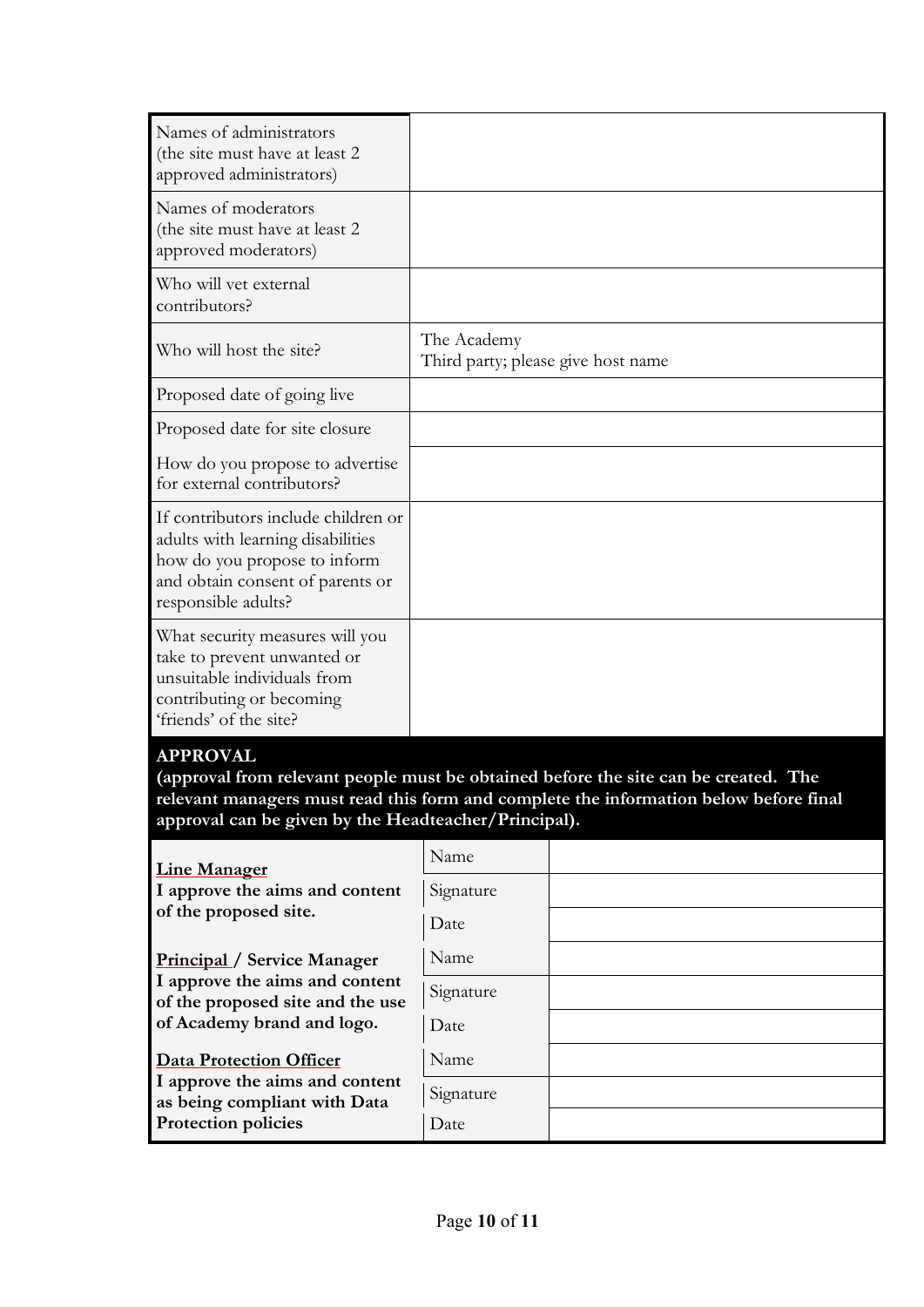| | |
|---|---|
| Names of administrators (the site must have at least 2 approved administrators) | |
| Names of moderators (the site must have at least 2 approved moderators) | |
| Who will vet external contributors? | |
| Who will host the site? | The Academy<br>Third party; please give host name |
| Proposed date of going live | |
| Proposed date for site closure | |
| How do you propose to advertise for external contributors? | |
| If contributors include children or adults with learning disabilities how do you propose to inform and obtain consent of parents or responsible adults? | |
| What security measures will you take to prevent unwanted or unsuitable individuals from contributing or becoming 'friends' of the site? | |

**APPROVAL**
**(approval from relevant people must be obtained before the site can be created. The relevant managers must read this form and complete the information below before final approval can be given by the Headteacher/Principal).**

| | | |
|---|---|---|
| **Line Manager**<br>**I approve the aims and content of the proposed site.** | Name | |
| | Signature | |
| | Date | |
| **Principal / Service Manager**<br>**I approve the aims and content of the proposed site and the use of Academy brand and logo.** | Name | |
| | Signature | |
| | Date | |
| **Data Protection Officer**<br>**I approve the aims and content as being compliant with Data Protection policies** | Name | |
| | Signature | |
| | Date | |